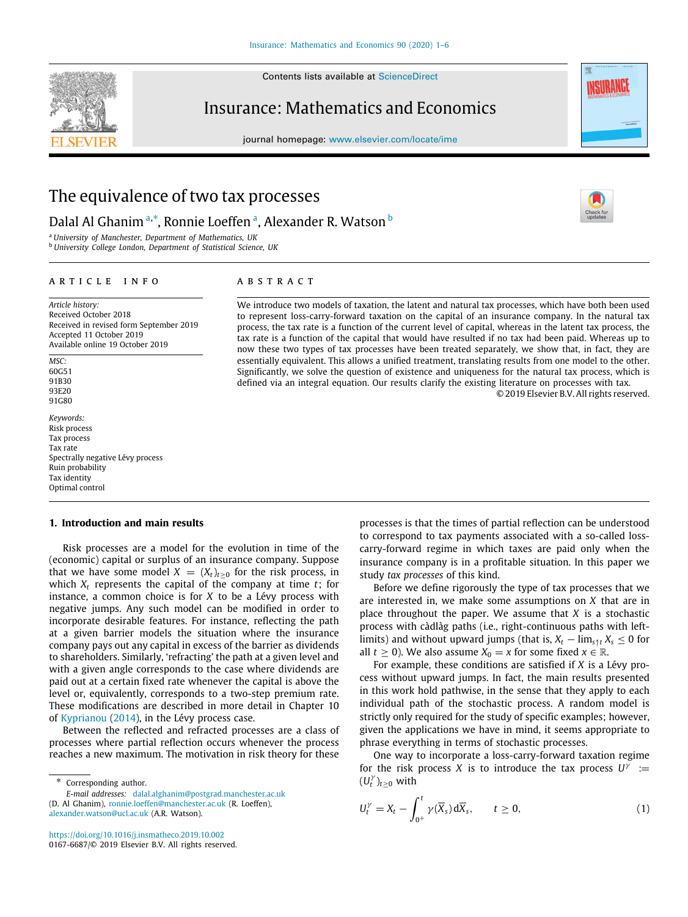# The equivalence of two tax processes

Dalal Al Ghanim [a,*], Ronnie Loeffen [a], Alexander R. Watson [b]

[a] University of Manchester, Department of Mathematics, UK
[b] University College London, Department of Statistical Science, UK

**ARTICLE INFO**

*Article history:*
Received October 2018
Received in revised form September 2019
Accepted 11 October 2019
Available online 19 October 2019

*MSC:*
60G51
91B30
93E20
91G80

*Keywords:*
Risk process
Tax process
Tax rate
Spectrally negative Lévy process
Ruin probability
Tax identity
Optimal control

**ABSTRACT**

We introduce two models of taxation, the latent and natural tax processes, which have both been used to represent loss-carry-forward taxation on the capital of an insurance company. In the natural tax process, the tax rate is a function of the current level of capital, whereas in the latent tax process, the tax rate is a function of the capital that would have resulted if no tax had been paid. Whereas up to now these two types of tax processes have been treated separately, we show that, in fact, they are essentially equivalent. This allows a unified treatment, translating results from one model to the other. Significantly, we solve the question of existence and uniqueness for the natural tax process, which is defined via an integral equation. Our results clarify the existing literature on processes with tax.

© 2019 Elsevier B.V. All rights reserved.

## 1. Introduction and main results

Risk processes are a model for the evolution in time of the (economic) capital or surplus of an insurance company. Suppose that we have some model $X = (X_t)_{t\geq 0}$ for the risk process, in which $X_t$ represents the capital of the company at time $t$; for instance, a common choice is for $X$ to be a Lévy process with negative jumps. Any such model can be modified in order to incorporate desirable features. For instance, reflecting the path at a given barrier models the situation where the insurance company pays out any capital in excess of the barrier as dividends to shareholders. Similarly, 'refracting' the path at a given level and with a given angle corresponds to the case where dividends are paid out at a certain fixed rate whenever the capital is above the level or, equivalently, corresponds to a two-step premium rate. These modifications are described in more detail in Chapter 10 of Kyprianou (2014), in the Lévy process case.

Between the reflected and refracted processes are a class of processes where partial reflection occurs whenever the process reaches a new maximum. The motivation in risk theory for these processes is that the times of partial reflection can be understood to correspond to tax payments associated with a so-called loss-carry-forward regime in which taxes are paid only when the insurance company is in a profitable situation. In this paper we study *tax processes* of this kind.

Before we define rigorously the type of tax processes that we are interested in, we make some assumptions on $X$ that are in place throughout the paper. We assume that $X$ is a stochastic process with càdlàg paths (i.e., right-continuous paths with left-limits) and without upward jumps (that is, $X_t - \lim_{s\uparrow t} X_s \leq 0$ for all $t \geq 0$). We also assume $X_0 = x$ for some fixed $x \in \mathbb{R}$.

For example, these conditions are satisfied if $X$ is a Lévy process without upward jumps. In fact, the main results presented in this work hold pathwise, in the sense that they apply to each individual path of the stochastic process. A random model is strictly only required for the study of specific examples; however, given the applications we have in mind, it seems appropriate to phrase everything in terms of stochastic processes.

One way to incorporate a loss-carry-forward taxation regime for the risk process $X$ is to introduce the tax process $U^\gamma := (U_t^\gamma)_{t\geq 0}$ with

$$U_t^\gamma = X_t - \int_{0^+}^t \gamma(\overline{X}_s)\, \mathrm{d}\overline{X}_s, \qquad t \geq 0, \tag{1}$$

---

* Corresponding author.
*E-mail addresses:* dalal.alghanim@postgrad.manchester.ac.uk (D. Al Ghanim), ronnie.loeffen@manchester.ac.uk (R. Loeffen), alexander.watson@ucl.ac.uk (A.R. Watson).

https://doi.org/10.1016/j.insmatheco.2019.10.002
0167-6687/© 2019 Elsevier B.V. All rights reserved.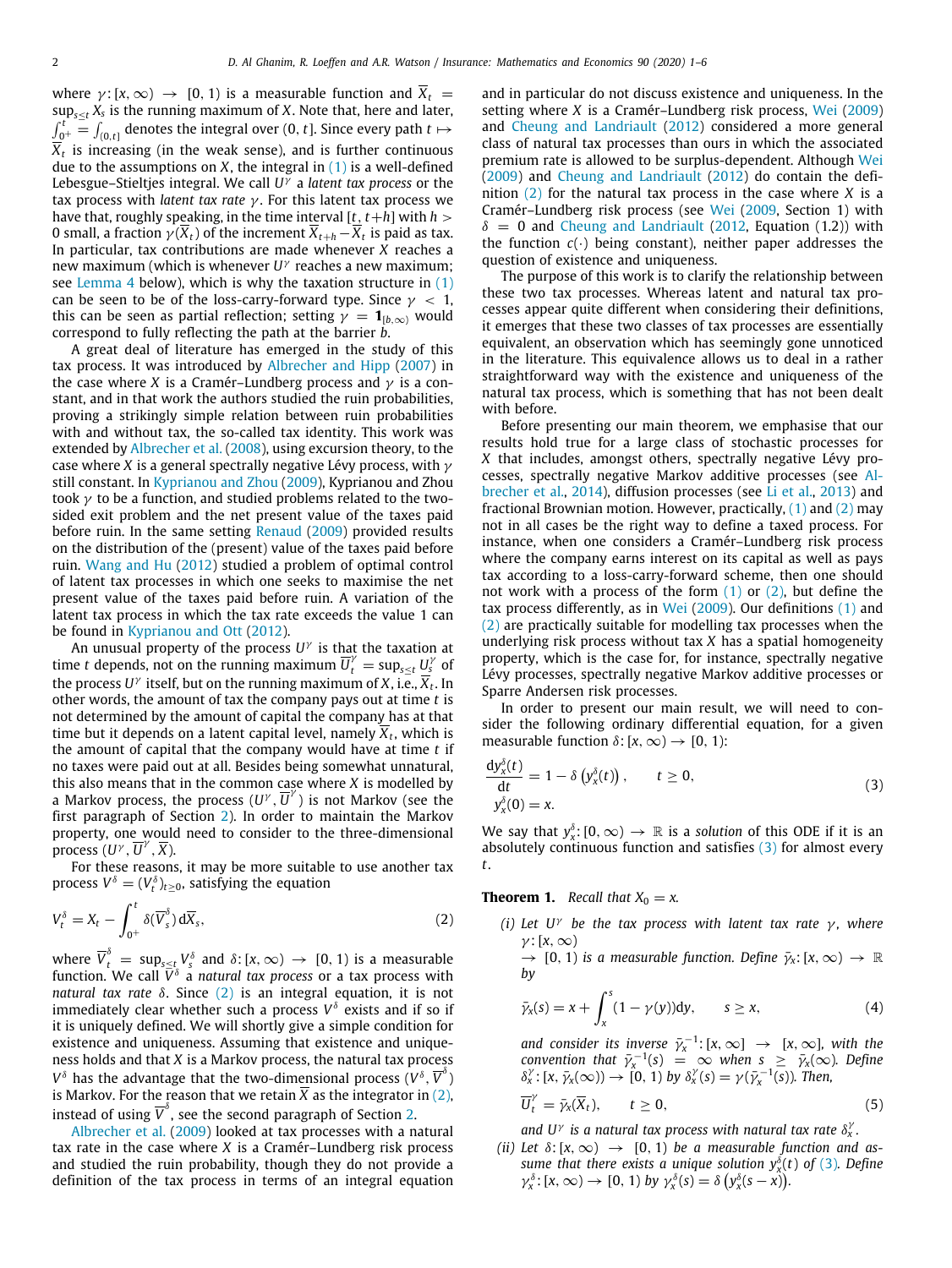where $\gamma: [x,\infty) \to [0,1)$ is a measurable function and $\overline{X}_t = \sup_{s\le t} X_s$ is the running maximum of $X$. Note that, here and later, $\int_{0^+}^t = \int_{(0,t]}$ denotes the integral over $(0,t]$. Since every path $t \mapsto \overline{X}_t$ is increasing (in the weak sense), and is further continuous due to the assumptions on $X$, the integral in (1) is a well-defined Lebesgue–Stieltjes integral. We call $U^\gamma$ a *latent tax process* or the tax process with *latent tax rate* $\gamma$. For this latent tax process we have that, roughly speaking, in the time interval $[t, t+h]$ with $h > 0$ small, a fraction $\gamma(\overline{X}_t)$ of the increment $\overline{X}_{t+h} - \overline{X}_t$ is paid as tax. In particular, tax contributions are made whenever $X$ reaches a new maximum (which is whenever $U^\gamma$ reaches a new maximum; see Lemma 4 below), which is why the taxation structure in (1) can be seen to be of the loss-carry-forward type. Since $\gamma < 1$, this can be seen as partial reflection; setting $\gamma = \mathbf{1}_{[b,\infty)}$ would correspond to fully reflecting the path at the barrier $b$.

A great deal of literature has emerged in the study of this tax process. It was introduced by Albrecher and Hipp (2007) in the case where $X$ is a Cramér–Lundberg process and $\gamma$ is a constant, and in that work the authors studied the ruin probabilities, proving a strikingly simple relation between ruin probabilities with and without tax, the so-called tax identity. This work was extended by Albrecher et al. (2008), using excursion theory, to the case where $X$ is a general spectrally negative Lévy process, with $\gamma$ still constant. In Kyprianou and Zhou (2009), Kyprianou and Zhou took $\gamma$ to be a function, and studied problems related to the two-sided exit problem and the net present value of the taxes paid before ruin. In the same setting Renaud (2009) provided results on the distribution of the (present) value of the taxes paid before ruin. Wang and Hu (2012) studied a problem of optimal control of latent tax processes in which one seeks to maximise the net present value of the taxes paid before ruin. A variation of the latent tax process in which the tax rate exceeds the value 1 can be found in Kyprianou and Ott (2012).

An unusual property of the process $U^\gamma$ is that the taxation at time $t$ depends, not on the running maximum $\overline{U}^\gamma_t = \sup_{s\le t} U^\gamma_s$ of the process $U^\gamma$ itself, but on the running maximum of $X$, i.e., $\overline{X}_t$. In other words, the amount of tax the company pays out at time $t$ is not determined by the amount of capital the company has at that time but it depends on a latent capital level, namely $\overline{X}_t$, which is the amount of capital that the company would have at time $t$ if no taxes were paid out at all. Besides being somewhat unnatural, this also means that in the common case where $X$ is modelled by a Markov process, the process $(U^\gamma, \overline{U}^\gamma)$ is not Markov (see the first paragraph of Section 2). In order to maintain the Markov property, one would need to consider to the three-dimensional process $(U^\gamma, \overline{U}^\gamma, \overline{X})$.

For these reasons, it may be more suitable to use another tax process $V^\delta = (V^\delta_t)_{t\ge 0}$, satisfying the equation

$$V^\delta_t = X_t - \int_{0^+}^t \delta(\overline{V}^\delta_s)\,\mathrm{d}\overline{X}_s, \tag{2}$$

where $\overline{V}^\delta_t = \sup_{s\le t} V^\delta_s$ and $\delta: [x,\infty) \to [0,1)$ is a measurable function. We call $V^\delta$ a *natural tax process* or a tax process with *natural tax rate* $\delta$. Since (2) is an integral equation, it is not immediately clear whether such a process $V^\delta$ exists and if so if it is uniquely defined. We will shortly give a simple condition for existence and uniqueness. Assuming that existence and uniqueness holds and that $X$ is a Markov process, the natural tax process $V^\delta$ has the advantage that the two-dimensional process $(V^\delta, \overline{V}^\delta)$ is Markov. The reason that we retain $\overline{X}$ as the integrator in (2), instead of using $\overline{V}^\delta$, see the second paragraph of Section 2.

Albrecher et al. (2009) looked at tax processes with a natural tax rate in the case where $X$ is a Cramér–Lundberg risk process and studied the ruin probability, though they do not provide a definition of the tax process in terms of an integral equation and in particular do not discuss existence and uniqueness. In the setting where $X$ is a Cramér–Lundberg risk process, Wei (2009) and Cheung and Landriault (2012) considered a more general class of natural tax processes than ours in which the associated premium rate is allowed to be surplus-dependent. Although Wei (2009) and Cheung and Landriault (2012) do contain the definition (2) for the natural tax process in the case where $X$ is a Cramér–Lundberg risk process (see Wei (2009, Section 1) with $\delta = 0$ and Cheung and Landriault (2012, Equation (1.2)) with the function $c(\cdot)$ being constant), neither paper addresses the question of existence and uniqueness.

The purpose of this work is to clarify the relationship between these two tax processes. Whereas latent and natural tax processes appear quite different when considering their definitions, it emerges that these two classes of tax processes are essentially equivalent, an observation which has seemingly gone unnoticed in the literature. This equivalence allows us to deal in a rather straightforward way with the existence and uniqueness of the natural tax process, which is something that has not been dealt with before.

Before presenting our main theorem, we emphasise that our results hold true for a large class of stochastic processes for $X$ that includes, amongst others, spectrally negative Lévy processes, spectrally negative Markov additive processes (see Albrecher et al., 2014), diffusion processes (see Li et al., 2013) and fractional Brownian motion. However, practically, (1) and (2) may not in all cases be the right way to define a taxed process. For instance, when one considers a Cramér–Lundberg risk process where the company earns interest on its capital as well as pays tax according to a loss-carry-forward scheme, then one should not work with a process of the form (1) or (2), but define the tax process differently, as in Wei (2009). Our definitions (1) and (2) are practically suitable for modelling tax processes when the underlying risk process without tax $X$ has a spatial homogeneity property, which is the case for, for instance, spectrally negative Lévy processes, spectrally negative Markov additive processes or Sparre Andersen risk processes.

In order to present our main result, we will need to consider the following ordinary differential equation, for a given measurable function $\delta: [x,\infty) \to [0,1)$:

$$\begin{aligned} \frac{\mathrm{d}y^\delta_x(t)}{\mathrm{d}t} &= 1 - \delta\left(y^\delta_x(t)\right), \qquad t \ge 0, \\ y^\delta_x(0) &= x. \end{aligned} \tag{3}$$

We say that $y^\delta_x: [0,\infty) \to \mathbb{R}$ is a *solution* of this ODE if it is an absolutely continuous function and satisfies (3) for almost every $t$.

**Theorem 1.** *Recall that $X_0 = x$.*

*(i) Let $U^\gamma$ be the tax process with latent tax rate $\gamma$, where $\gamma: [x,\infty) \to [0,1)$ is a measurable function. Define $\bar{\gamma}_x: [x,\infty) \to \mathbb{R}$ by*

$$\bar{\gamma}_x(s) = x + \int_x^s (1 - \gamma(y))\mathrm{d}y, \qquad s \ge x, \tag{4}$$

*and consider its inverse $\bar{\gamma}_x^{-1}: [x,\infty] \to [x,\infty]$, with the convention that $\bar{\gamma}_x^{-1}(s) = \infty$ when $s \ge \bar{\gamma}_x(\infty)$. Define $\delta^\gamma_x: [x, \bar{\gamma}_x(\infty)) \to [0,1)$ by $\delta^\gamma_x(s) = \gamma(\bar{\gamma}_x^{-1}(s))$. Then,*

$$\overline{U}^\gamma_t = \bar{\gamma}_x(\overline{X}_t), \qquad t \ge 0, \tag{5}$$

*and $U^\gamma$ is a natural tax process with natural tax rate $\delta^\gamma_x$.*

*(ii) Let $\delta: [x,\infty) \to [0,1)$ be a measurable function and assume that there exists a unique solution $y^\delta_x(t)$ of (3). Define $\gamma^\delta_x: [x,\infty) \to [0,1)$ by $\gamma^\delta_x(s) = \delta\left(y^\delta_x(s-x)\right)$.*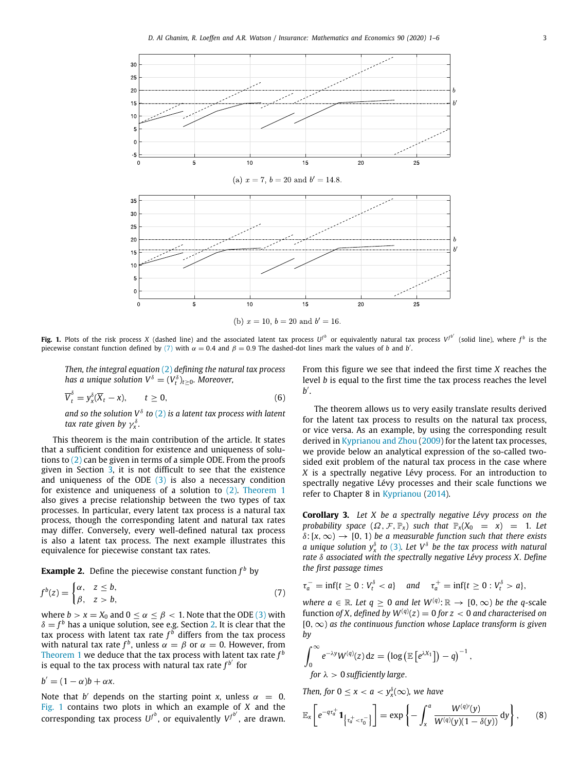(a) $x = 7$, $b = 20$ and $b' = 14.8$.

(b) $x = 10$, $b = 20$ and $b' = 16$.

**Fig. 1.** Plots of the risk process $X$ (dashed line) and the associated latent tax process $U^{f^b}$ or equivalently natural tax process $V^{f^{b'}}$ (solid line), where $f^b$ is the piecewise constant function defined by (7) with $\alpha = 0.4$ and $\beta = 0.9$ The dashed-dot lines mark the values of $b$ and $b'$.

*Then, the integral equation (2) defining the natural tax process has a unique solution $V^\delta = (V_t^\delta)_{t\geq 0}$. Moreover,*

$$\overline{V}_t^\delta = y_x^\delta(\overline{X}_t - x), \qquad t \geq 0, \tag{6}$$

*and so the solution $V^\delta$ to (2) is a latent tax process with latent tax rate given by $\gamma_x^\delta$.*

This theorem is the main contribution of the article. It states that a sufficient condition for existence and uniqueness of solutions to (2) can be given in terms of a simple ODE. From the proofs given in Section 3, it is not difficult to see that the existence and uniqueness of the ODE (3) is also a necessary condition for existence and uniqueness of a solution to (2). Theorem 1 also gives a precise relationship between the two types of tax processes. In particular, every latent tax process is a natural tax process, though the corresponding latent and natural tax rates may differ. Conversely, every well-defined natural tax process is also a latent tax process. The next example illustrates this equivalence for piecewise constant tax rates.

**Example 2.** Define the piecewise constant function $f^b$ by

$$f^b(z) = \begin{cases} \alpha, & z \leq b, \\ \beta, & z > b, \end{cases} \tag{7}$$

where $b > x = X_0$ and $0 \leq \alpha \leq \beta < 1$. Note that the ODE (3) with $\delta = f^b$ has a unique solution, see e.g. Section 2. It is clear that the tax process with latent tax rate $f^b$ differs from the tax process with natural tax rate $f^b$, unless $\alpha = \beta$ or $\alpha = 0$. However, from Theorem 1 we deduce that the tax process with latent tax rate $f^b$ is equal to the tax process with natural tax rate $f^{b'}$ for

$$b' = (1 - \alpha)b + \alpha x.$$

Note that $b'$ depends on the starting point $x$, unless $\alpha = 0$. Fig. 1 contains two plots in which an example of $X$ and the corresponding tax process $U^{f^b}$, or equivalently $V^{f^{b'}}$, are drawn. From this figure we see that indeed the first time $X$ reaches the level $b$ is equal to the first time the tax process reaches the level $b'$.

The theorem allows us to very easily translate results derived for the latent tax process to results on the natural tax process, or vice versa. As an example, by using the corresponding result derived in Kyprianou and Zhou (2009) for the latent tax processes, we provide below an analytical expression of the so-called two-sided exit problem of the natural tax process in the case where $X$ is a spectrally negative Lévy process. For an introduction to spectrally negative Lévy processes and their scale functions we refer to Chapter 8 in Kyprianou (2014).

**Corollary 3.** *Let $X$ be a spectrally negative Lévy process on the probability space $(\Omega, \mathcal{F}, \mathbb{P}_x)$ such that $\mathbb{P}_x(X_0 = x) = 1$. Let $\delta: [x, \infty) \to [0, 1)$ be a measurable function such that there exists a unique solution $y_x^\delta$ to (3). Let $V^\delta$ be the tax process with natural rate $\delta$ associated with the spectrally negative Lévy process $X$. Define the first passage times*

$$\tau_a^- = \inf\{t \geq 0 : V_t^\delta < a\} \quad \text{and} \quad \tau_a^+ = \inf\{t \geq 0 : V_t^\delta > a\},$$

*where $a \in \mathbb{R}$. Let $q \geq 0$ and let $W^{(q)}: \mathbb{R} \to [0, \infty)$ be the $q$-scale* function *of $X$, defined by $W^{(q)}(z) = 0$ for $z < 0$ and characterised on $[0, \infty)$ as the continuous function whose Laplace transform is given by*

$$\int_0^\infty e^{-\lambda y} W^{(q)}(z)\,\mathrm{d}z = \left(\log\left(\mathbb{E}\left[e^{\lambda X_1}\right]\right) - q\right)^{-1},$$

*for $\lambda > 0$ sufficiently large.*

*Then, for $0 \leq x < a < y_x^\delta(\infty)$, we have*

$$\mathbb{E}_x\left[e^{-q\tau_a^+}\mathbf{1}_{\left\{\tau_a^+ < \tau_0^-\right\}}\right] = \exp\left\{-\int_x^a \frac{W^{(q)\prime}(y)}{W^{(q)}(y)(1-\delta(y))}\,\mathrm{d}y\right\}, \tag{8}$$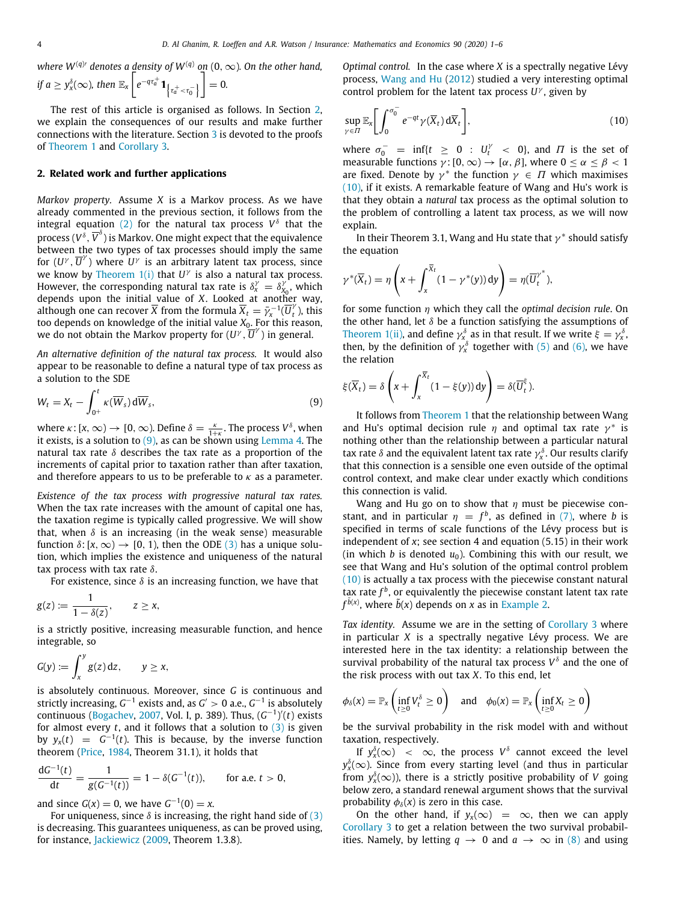where $W^{(q)\prime}$ denotes a density of $W^{(q)}$ on $(0,\infty)$. On the other hand, if $a \geq y_x^\delta(\infty)$, then $\mathbb{E}_x\left[e^{-q\tau_a^+}\mathbf{1}_{\{\tau_a^+<\tau_0^-\}}\right] = 0$.

The rest of this article is organised as follows. In Section 2, we explain the consequences of our results and make further connections with the literature. Section 3 is devoted to the proofs of Theorem 1 and Corollary 3.

## 2. Related work and further applications

*Markov property.* Assume $X$ is a Markov process. As we have already commented in the previous section, it follows from the integral equation (2) for the natural tax process $V^\delta$ that the process $(V^\delta, \overline{V}^\delta)$ is Markov. One might expect that the equivalence between the two types of tax processes should imply the same for $(U^\gamma, \overline{U}^\gamma)$ where $U^\gamma$ is an arbitrary latent tax process, since we know by Theorem 1(i) that $U^\gamma$ is also a natural tax process. However, the corresponding natural tax rate is $\delta_x^\gamma = \delta_{X_0}^\gamma$, which depends upon the initial value of $X$. Looked at another way, although one can recover $\overline{X}$ from the formula $\overline{X}_t = \bar{\gamma}_x^{-1}(\overline{U}_t^\gamma)$, this too depends on knowledge of the initial value $X_0$. For this reason, we do not obtain the Markov property for $(U^\gamma, \overline{U}^\gamma)$ in general.

*An alternative definition of the natural tax process.* It would also appear to be reasonable to define a natural type of tax process as a solution to the SDE

$$W_t = X_t - \int_{0+}^t \kappa(\overline{W}_s)\,\mathrm{d}\overline{W}_s, \tag{9}$$

where $\kappa\colon [x,\infty) \to [0,\infty)$. Define $\delta = \frac{\kappa}{1+\kappa}$. The process $V^\delta$, when it exists, is a solution to (9), as can be shown using Lemma 4. The natural tax rate $\delta$ describes the tax rate as a proportion of the increments of capital prior to taxation rather than after taxation, and therefore appears to us to be preferable to $\kappa$ as a parameter.

*Existence of the tax process with progressive natural tax rates.* When the tax rate increases with the amount of capital one has, the taxation regime is typically called progressive. We will show that, when $\delta$ is an increasing (in the weak sense) measurable function $\delta\colon [x,\infty) \to [0,1)$, then the ODE (3) has a unique solution, which implies the existence and uniqueness of the natural tax process with tax rate $\delta$.

For existence, since $\delta$ is an increasing function, we have that

$$g(z) := \frac{1}{1-\delta(z)}, \qquad z \geq x,$$

is a strictly positive, increasing measurable function, and hence integrable, so

$$G(y) := \int_x^y g(z)\,\mathrm{d}z, \qquad y \geq x,$$

is absolutely continuous. Moreover, since $G$ is continuous and strictly increasing, $G^{-1}$ exists and, as $G' > 0$ a.e., $G^{-1}$ is absolutely continuous (Bogachev, 2007, Vol. I, p. 389). Thus, $(G^{-1})'(t)$ exists for almost every $t$, and it follows that a solution to (3) is given by $y_x(t) = G^{-1}(t)$. This is because, by the inverse function theorem (Price, 1984, Theorem 31.1), it holds that

$$\frac{\mathrm{d}G^{-1}(t)}{\mathrm{d}t} = \frac{1}{g(G^{-1}(t))} = 1 - \delta(G^{-1}(t)), \qquad \text{for a.e. } t > 0,$$

and since $G(x) = 0$, we have $G^{-1}(0) = x$.

For uniqueness, since $\delta$ is increasing, the right hand side of (3) is decreasing. This guarantees uniqueness, as can be proved using, for instance, Jackiewicz (2009, Theorem 1.3.8).

*Optimal control.* In the case where $X$ is a spectrally negative Lévy process, Wang and Hu (2012) studied a very interesting optimal control problem for the latent tax process $U^\gamma$, given by

$$\sup_{\gamma\in\Pi} \mathbb{E}_x\left[\int_0^{\sigma_0^-} e^{-qt}\gamma(\overline{X}_t)\,\mathrm{d}\overline{X}_t\right], \tag{10}$$

where $\sigma_0^- = \inf\{t \geq 0 : U_t^\gamma < 0\}$, and $\Pi$ is the set of measurable functions $\gamma\colon [0,\infty) \to [\alpha,\beta]$, where $0 \leq \alpha \leq \beta < 1$ are fixed. Denote by $\gamma^*$ the function $\gamma \in \Pi$ which maximises (10), if it exists. A remarkable feature of Wang and Hu's work is that they obtain a *natural* tax process as the optimal solution to the problem of controlling a latent tax process, as we will now explain.

In their Theorem 3.1, Wang and Hu state that $\gamma^*$ should satisfy the equation

$$\gamma^*(\overline{X}_t) = \eta\left(x + \int_x^{\overline{X}_t}(1-\gamma^*(y))\,\mathrm{d}y\right) = \eta(\overline{U}_t^{\gamma^*}),$$

for some function $\eta$ which they call the *optimal decision rule*. On the other hand, let $\delta$ be a function satisfying the assumptions of Theorem 1(ii), and define $\gamma_x^\delta$ as in that result. If we write $\xi = \gamma_x^\delta$, then, by the definition of $\gamma_x^\delta$ together with (5) and (6), we have the relation

$$\xi(\overline{X}_t) = \delta\left(x + \int_x^{\overline{X}_t}(1-\xi(y))\,\mathrm{d}y\right) = \delta(\overline{U}_t^\xi).$$

It follows from Theorem 1 that the relationship between Wang and Hu's optimal decision rule $\eta$ and optimal tax rate $\gamma^*$ is nothing other than the relationship between a particular natural tax rate $\delta$ and the equivalent latent tax rate $\gamma_x^\delta$. Our results clarify that this connection is a sensible one even outside of the optimal control context, and make clear under exactly which conditions this connection is valid.

Wang and Hu go on to show that $\eta$ must be piecewise constant, and in particular $\eta = f^b$, as defined in (7), where $b$ is specified in terms of scale functions of the Lévy process but is independent of $x$; see section 4 and equation (5.15) in their work (in which $b$ is denoted $u_0$). Combining this with our result, we see that Wang and Hu's solution of the optimal control problem (10) is actually a tax process with the piecewise constant natural tax rate $f^b$, or equivalently the piecewise constant latent tax rate $f^{\tilde{b}(x)}$, where $\tilde{b}(x)$ depends on $x$ as in Example 2.

*Tax identity.* Assume we are in the setting of Corollary 3 where in particular $X$ is a spectrally negative Lévy process. We are interested here in the tax identity: a relationship between the survival probability of the natural tax process $V^\delta$ and the one of the risk process with out tax $X$. To this end, let

$$\phi_\delta(x) = \mathbb{P}_x\left(\inf_{t\geq 0} V_t^\delta \geq 0\right) \quad \text{and} \quad \phi_0(x) = \mathbb{P}_x\left(\inf_{t\geq 0} X_t \geq 0\right)$$

be the survival probability in the risk model with and without taxation, respectively.

If $y_x^\delta(\infty) < \infty$, the process $V^\delta$ cannot exceed the level $y_x^\delta(\infty)$. Since from every starting level (and thus in particular from $y_x^\delta(\infty)$), there is a strictly positive probability of $V$ going below zero, a standard renewal argument shows that the survival probability $\phi_\delta(x)$ is zero in this case.

On the other hand, if $y_x(\infty) = \infty$, then we can apply Corollary 3 to get a relation between the two survival probabilities. Namely, by letting $q \to 0$ and $a \to \infty$ in (8) and using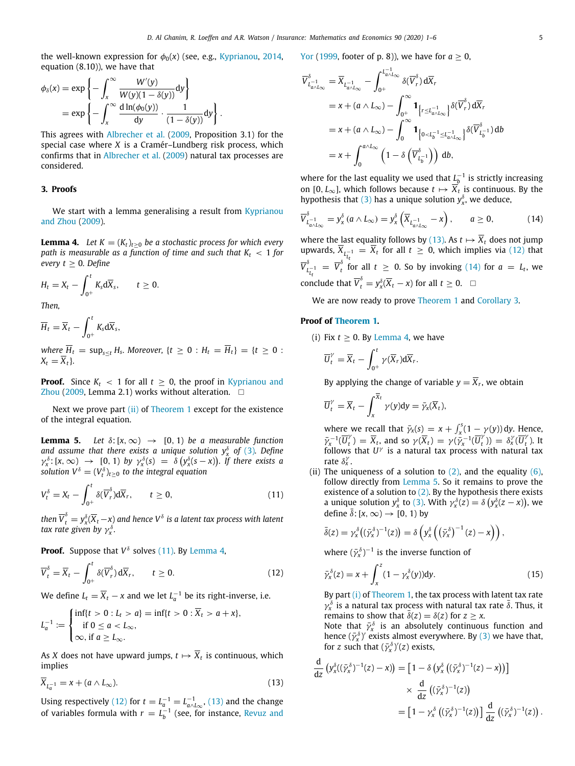the well-known expression for $\phi_0(x)$ (see, e.g., Kyprianou, 2014, equation (8.10)), we have that

$$\phi_\delta(x) = \exp\left\{-\int_x^\infty \frac{W'(y)}{W(y)(1-\delta(y))}\mathrm{d}y\right\}$$
$$= \exp\left\{-\int_x^\infty \frac{\mathrm{d}\ln(\phi_0(y))}{\mathrm{d}y}\cdot\frac{1}{(1-\delta(y))}\mathrm{d}y\right\}.$$

This agrees with Albrecher et al. (2009, Proposition 3.1) for the special case where $X$ is a Cramér–Lundberg risk process, which confirms that in Albrecher et al. (2009) natural tax processes are considered.

## 3. Proofs

We start with a lemma generalising a result from Kyprianou and Zhou (2009).

**Lemma 4.** *Let $K = (K_t)_{t\geq 0}$ be a stochastic process for which every path is measurable as a function of time and such that $K_t < 1$ for every $t \geq 0$. Define*

$$H_t = X_t - \int_{0+}^t K_s \mathrm{d}\overline{X}_s, \qquad t \geq 0.$$

*Then,*

$$\overline{H}_t = \overline{X}_t - \int_{0+}^t K_s \mathrm{d}\overline{X}_s,$$

*where $\overline{H}_t = \sup_{s\leq t} H_s$. Moreover, $\{t \geq 0 : H_t = \overline{H}_t\} = \{t \geq 0 : X_t = \overline{X}_t\}$.*

**Proof.** Since $K_t < 1$ for all $t \geq 0$, the proof in Kyprianou and Zhou (2009, Lemma 2.1) works without alteration. □

Next we prove part (ii) of Theorem 1 except for the existence of the integral equation.

**Lemma 5.** *Let $\delta : [x, \infty) \to [0, 1)$ be a measurable function and assume that there exists a unique solution $y_x^\delta$ of (3). Define $\gamma_x^\delta : [x, \infty) \to [0, 1)$ by $\gamma_x^\delta(s) = \delta\left(y_x^\delta(s - x)\right)$. If there exists a solution $V^\delta = (V_t^\delta)_{t\geq 0}$ to the integral equation*

$$V_t^\delta = X_t - \int_{0+}^t \delta(\overline{V}_r^\delta)\mathrm{d}\overline{X}_r, \qquad t \geq 0, \tag{11}$$

*then $\overline{V}_t^\delta = y_x^\delta(\overline{X}_t - x)$ and hence $V^\delta$ is a latent tax process with latent tax rate given by $\gamma_x^\delta$.*

**Proof.** Suppose that $V^\delta$ solves (11). By Lemma 4,

$$\overline{V}_t^\delta = \overline{X}_t - \int_{0+}^t \delta(\overline{V}_r^\delta)\mathrm{d}\overline{X}_r, \qquad t \geq 0. \tag{12}$$

We define $L_t = \overline{X}_t - x$ and we let $L_a^{-1}$ be its right-inverse, i.e.

$$L_a^{-1} := \begin{cases} \inf\{t > 0 : L_t > a\} = \inf\{t > 0 : \overline{X}_t > a + x\}, \\ \quad \text{if } 0 \leq a < L_\infty, \\ \infty, \text{ if } a \geq L_\infty. \end{cases}$$

As $X$ does not have upward jumps, $t \mapsto \overline{X}_t$ is continuous, which implies

$$\overline{X}_{L_a^{-1}} = x + (a \wedge L_\infty). \tag{13}$$

Using respectively (12) for $t = L_a^{-1} = L_{a\wedge L_\infty}^{-1}$, (13) and the change of variables formula with $r = L_b^{-1}$ (see, for instance, Revuz and Yor (1999, footer of p. 8)), we have for $a \geq 0$,

$$\overline{V}_{L_{a\wedge L_\infty}^{-1}}^\delta = \overline{X}_{L_{a\wedge L_\infty}^{-1}} - \int_{0+}^{L_{a\wedge L_\infty}^{-1}} \delta(\overline{V}_r^\delta)\mathrm{d}\overline{X}_r$$
$$= x + (a \wedge L_\infty) - \int_{0+}^\infty \mathbf{1}_{\left\{r \leq L_{a\wedge L_\infty}^{-1}\right\}} \delta(\overline{V}_r^\delta)\mathrm{d}\overline{X}_r$$
$$= x + (a \wedge L_\infty) - \int_0^\infty \mathbf{1}_{\left\{0 < L_b^{-1} \leq L_{a\wedge L_\infty}^{-1}\right\}} \delta(\overline{V}_{L_b^{-1}}^\delta)\mathrm{d}b$$
$$= x + \int_0^{a\wedge L_\infty} \left(1 - \delta\left(\overline{V}_{L_b^{-1}}^\delta\right)\right)\mathrm{d}b,$$

where for the last equality we used that $L_b^{-1}$ is strictly increasing on $[0, L_\infty]$, which follows because $t \mapsto \overline{X}_t$ is continuous. By the hypothesis that (3) has a unique solution $y_x^\delta$, we deduce,

$$\overline{V}_{L_{a\wedge L_\infty}^{-1}}^\delta = y_x^\delta(a \wedge L_\infty) = y_x^\delta\left(\overline{X}_{L_{a\wedge L_\infty}^{-1}} - x\right), \qquad a \geq 0, \tag{14}$$

where the last equality follows by (13). As $t \mapsto \overline{X}_t$ does not jump upwards, $\overline{X}_{L_{L_t}^{-1}} = \overline{X}_t$ for all $t \geq 0$, which implies via (12) that $\overline{V}_{L_{L_t}^{-1}}^\delta = \overline{V}_t^\delta$ for all $t \geq 0$. So by invoking (14) for $a = L_t$, we conclude that $\overline{V}_t^\delta = y_x^\delta(\overline{X}_t - x)$ for all $t \geq 0$. □

We are now ready to prove Theorem 1 and Corollary 3.

**Proof of Theorem 1.**

(i) Fix $t \geq 0$. By Lemma 4, we have

$$\overline{U}_t^\gamma = \overline{X}_t - \int_{0+}^t \gamma(\overline{X}_r)\mathrm{d}\overline{X}_r.$$

By applying the change of variable $y = \overline{X}_r$, we obtain

$$\overline{U}_t^\gamma = \overline{X}_t - \int_x^{\overline{X}_t} \gamma(y)\mathrm{d}y = \bar{\gamma}_x(\overline{X}_t),$$

where we recall that $\bar{\gamma}_x(s) = x + \int_x^s (1 - \gamma(y))\,\mathrm{d}y$. Hence, $\bar{\gamma}_x^{-1}(\overline{U}_t^\gamma) = \overline{X}_t$, and so $\gamma(\overline{X}_t) = \gamma(\bar{\gamma}_x^{-1}(\overline{U}_t^\gamma)) = \delta_x^\gamma(\overline{U}_t^\gamma)$. It follows that $U^\gamma$ is a natural tax process with natural tax rate $\delta_x^\gamma$.

(ii) The uniqueness of a solution to (2), and the equality (6), follow directly from Lemma 5. So it remains to prove the existence of a solution to (2). By the hypothesis there exists a unique solution $y_x^\delta$ to (3). With $\gamma_x^\delta(z) = \delta\left(y_x^\delta(z - x)\right)$, we define $\tilde{\delta} : [x, \infty) \to [0, 1)$ by

$$\tilde{\delta}(z) = \gamma_x^\delta((\bar{\gamma}_x^\delta)^{-1}(z)) = \delta\left(y_x^\delta\left(\left(\bar{\gamma}_x^\delta\right)^{-1}(z) - x\right)\right),$$

where $(\bar{\gamma}_x^\delta)^{-1}$ is the inverse function of

$$\bar{\gamma}_x^\delta(z) = x + \int_x^z (1 - \gamma_x^\delta(y))\mathrm{d}y. \tag{15}$$

By part (i) of Theorem 1, the tax process with latent tax rate $\gamma_x^\delta$ is a natural tax process with natural tax rate $\tilde{\delta}$. Thus, it remains to show that $\tilde{\delta}(z) = \delta(z)$ for $z \geq x$.

Note that $\bar{\gamma}_x^\delta$ is an absolutely continuous function and hence $(\bar{\gamma}_x^\delta)'$ exists almost everywhere. By (3) we have that, for $z$ such that $(\bar{\gamma}_x^\delta)'(z)$ exists,

$$\frac{\mathrm{d}}{\mathrm{d}z}\left(y_x^\delta((\bar{\gamma}_x^\delta)^{-1}(z) - x)\right) = \left[1 - \delta\left(y_x^\delta\left((\bar{\gamma}_x^\delta)^{-1}(z) - x\right)\right)\right]$$
$$\times\ \frac{\mathrm{d}}{\mathrm{d}z}\left((\bar{\gamma}_x^\delta)^{-1}(z)\right)$$
$$= \left[1 - \gamma_x^\delta\left((\bar{\gamma}_x^\delta)^{-1}(z)\right)\right]\frac{\mathrm{d}}{\mathrm{d}z}\left((\bar{\gamma}_x^\delta)^{-1}(z)\right).$$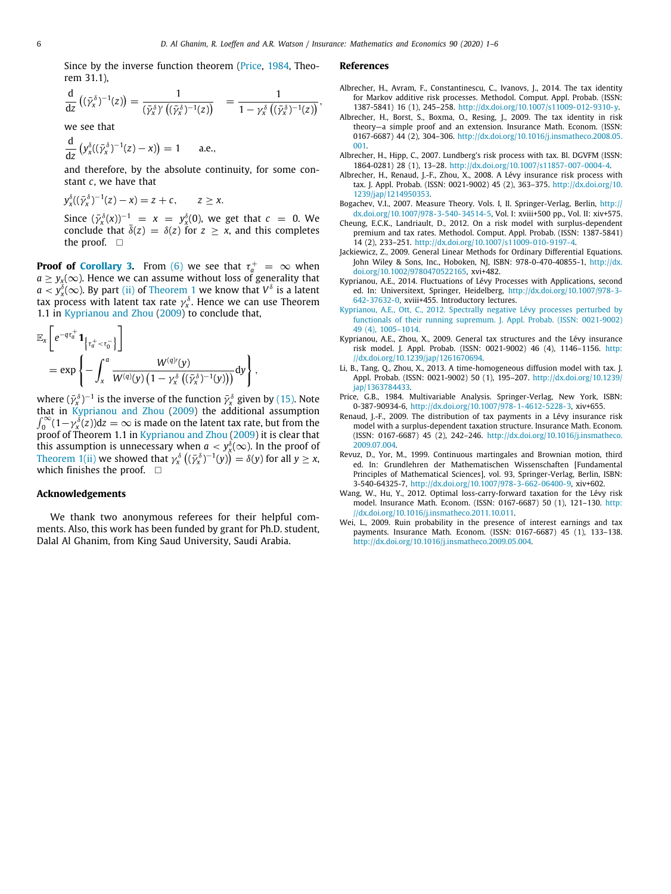Since by the inverse function theorem (Price, 1984, Theorem 31.1),

$$\frac{\mathrm{d}}{\mathrm{d}z}\left((\bar{\gamma}_x^\delta)^{-1}(z)\right) = \frac{1}{(\bar{\gamma}_x^\delta)'\left((\bar{\gamma}_x^\delta)^{-1}(z)\right)} \quad = \frac{1}{1-\gamma_x^\delta\left((\bar{\gamma}_x^\delta)^{-1}(z)\right)},$$

we see that

$$\frac{\mathrm{d}}{\mathrm{d}z}\left(y_x^\delta((\bar{\gamma}_x^\delta)^{-1}(z)-x)\right) = 1 \qquad \text{a.e.,}$$

and therefore, by the absolute continuity, for some constant $c$, we have that

$$y_x^\delta((\bar{\gamma}_x^\delta)^{-1}(z)-x) = z + c, \qquad z \geq x.$$

Since $(\bar{\gamma}_x^\delta(x))^{-1} = x = y_x^\delta(0)$, we get that $c = 0$. We conclude that $\bar{\delta}(z) = \delta(z)$ for $z \geq x$, and this completes the proof. $\square$

**Proof of Corollary 3.** From (6) we see that $\tau_a^+ = \infty$ when $a \geq y_x(\infty)$. Hence we can assume without loss of generality that $a < y_x^\delta(\infty)$. By part (ii) of Theorem 1 we know that $V^\delta$ is a latent tax process with latent tax rate $\gamma_x^\delta$. Hence we can use Theorem 1.1 in Kyprianou and Zhou (2009) to conclude that,

$$\mathbb{E}_x\left[e^{-q\tau_a^+}\mathbf{1}_{\{\tau_a^+<\tau_0^-\}}\right] = \exp\left\{-\int_x^a \frac{W^{(q)\prime}(y)}{W^{(q)}(y)\left(1-\gamma_x^\delta\left((\bar{\gamma}_x^\delta)^{-1}(y)\right)\right)}\mathrm{d}y\right\},$$

where $(\bar{\gamma}_x^\delta)^{-1}$ is the inverse of the function $\bar{\gamma}_x^\delta$ given by (15). Note that in Kyprianou and Zhou (2009) the additional assumption $\int_0^\infty(1-\gamma_x^\delta(z))\mathrm{d}z = \infty$ is made on the latent tax rate, but from the proof of Theorem 1.1 in Kyprianou and Zhou (2009) it is clear that this assumption is unnecessary when $a < y_x^\delta(\infty)$. In the proof of Theorem 1(ii) we showed that $\gamma_x^\delta\left((\bar{\gamma}_x^\delta)^{-1}(y)\right) = \delta(y)$ for all $y \geq x$, which finishes the proof. $\square$

## Acknowledgements

We thank two anonymous referees for their helpful comments. Also, this work has been funded by grant for Ph.D. student, Dalal Al Ghanim, from King Saud University, Saudi Arabia.

## References

Albrecher, H., Avram, F., Constantinescu, C., Ivanovs, J., 2014. The tax identity for Markov additive risk processes. Methodol. Comput. Appl. Probab. (ISSN: 1387-5841) 16 (1), 245–258. http://dx.doi.org/10.1007/s11009-012-9310-y.

Albrecher, H., Borst, S., Boxma, O., Resing, J., 2009. The tax identity in risk theory—a simple proof and an extension. Insurance Math. Econom. (ISSN: 0167-6687) 44 (2), 304–306. http://dx.doi.org/10.1016/j.insmatheco.2008.05.001.

Albrecher, H., Hipp, C., 2007. Lundberg's risk process with tax. Bl. DGVFM (ISSN: 1864-0281) 28 (1), 13–28. http://dx.doi.org/10.1007/s11857-007-0004-4.

Albrecher, H., Renaud, J.-F., Zhou, X., 2008. A Lévy insurance risk process with tax. J. Appl. Probab. (ISSN: 0021-9002) 45 (2), 363–375. http://dx.doi.org/10.1239/jap/1214950353.

Bogachev, V.I., 2007. Measure Theory. Vols. I, II. Springer-Verlag, Berlin, http://dx.doi.org/10.1007/978-3-540-34514-5, Vol. I: xviii+500 pp., Vol. II: xiv+575.

Cheung, E.C.K., Landriault, D., 2012. On a risk model with surplus-dependent premium and tax rates. Methodol. Comput. Appl. Probab. (ISSN: 1387-5841) 14 (2), 233–251. http://dx.doi.org/10.1007/s11009-010-9197-4.

Jackiewicz, Z., 2009. General Linear Methods for Ordinary Differential Equations. John Wiley & Sons, Inc., Hoboken, NJ, ISBN: 978-0-470-40855-1, http://dx.doi.org/10.1002/9780470522165, xvi+482.

Kyprianou, A.E., 2014. Fluctuations of Lévy Processes with Applications, second ed. In: Universitext, Springer, Heidelberg, http://dx.doi.org/10.1007/978-3-642-37632-0, xviii+455. Introductory lectures.

Kyprianou, A.E., Ott, C., 2012. Spectrally negative Lévy processes perturbed by functionals of their running supremum. J. Appl. Probab. (ISSN: 0021-9002) 49 (4), 1005–1014.

Kyprianou, A.E., Zhou, X., 2009. General tax structures and the Lévy insurance risk model. J. Appl. Probab. (ISSN: 0021-9002) 46 (4), 1146–1156. http://dx.doi.org/10.1239/jap/1261670694.

Li, B., Tang, Q., Zhou, X., 2013. A time-homogeneous diffusion model with tax. J. Appl. Probab. (ISSN: 0021-9002) 50 (1), 195–207. http://dx.doi.org/10.1239/jap/1363784433.

Price, G.B., 1984. Multivariable Analysis. Springer-Verlag, New York, ISBN: 0-387-90934-6, http://dx.doi.org/10.1007/978-1-4612-5228-3, xiv+655.

Renaud, J.-F., 2009. The distribution of tax payments in a Lévy insurance risk model with a surplus-dependent taxation structure. Insurance Math. Econom. (ISSN: 0167-6687) 45 (2), 242–246. http://dx.doi.org/10.1016/j.insmatheco.2009.07.004.

Revuz, D., Yor, M., 1999. Continuous martingales and Brownian motion, third ed. In: Grundlehren der Mathematischen Wissenschaften [Fundamental Principles of Mathematical Sciences], vol. 93, Springer-Verlag, Berlin, ISBN: 3-540-64325-7, http://dx.doi.org/10.1007/978-3-662-06400-9, xiv+602.

Wang, W., Hu, Y., 2012. Optimal loss-carry-forward taxation for the Lévy risk model. Insurance Math. Econom. (ISSN: 0167-6687) 50 (1), 121–130. http://dx.doi.org/10.1016/j.insmatheco.2011.10.011.

Wei, L., 2009. Ruin probability in the presence of interest earnings and tax payments. Insurance Math. Econom. (ISSN: 0167-6687) 45 (1), 133–138. http://dx.doi.org/10.1016/j.insmatheco.2009.05.004.